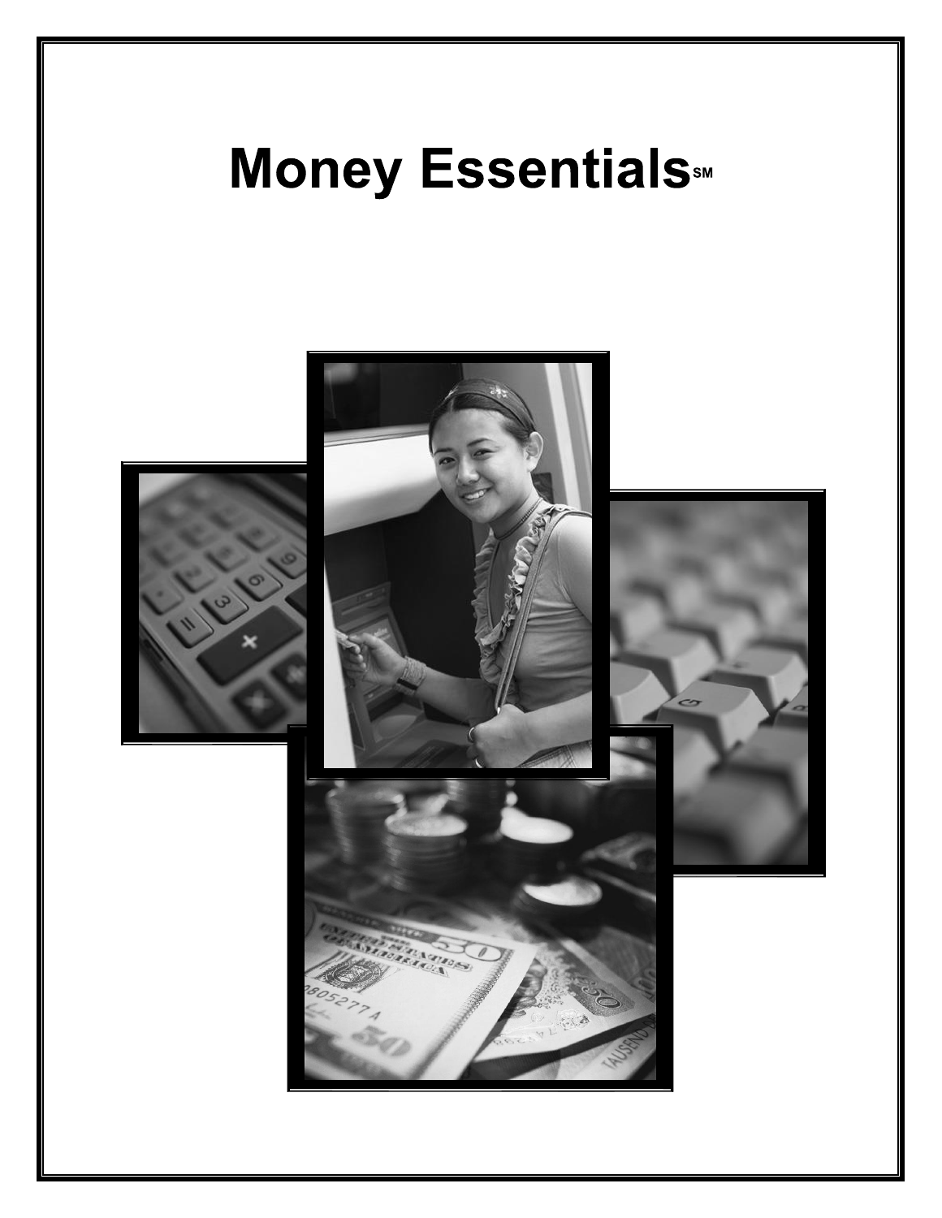# Money Essentials℠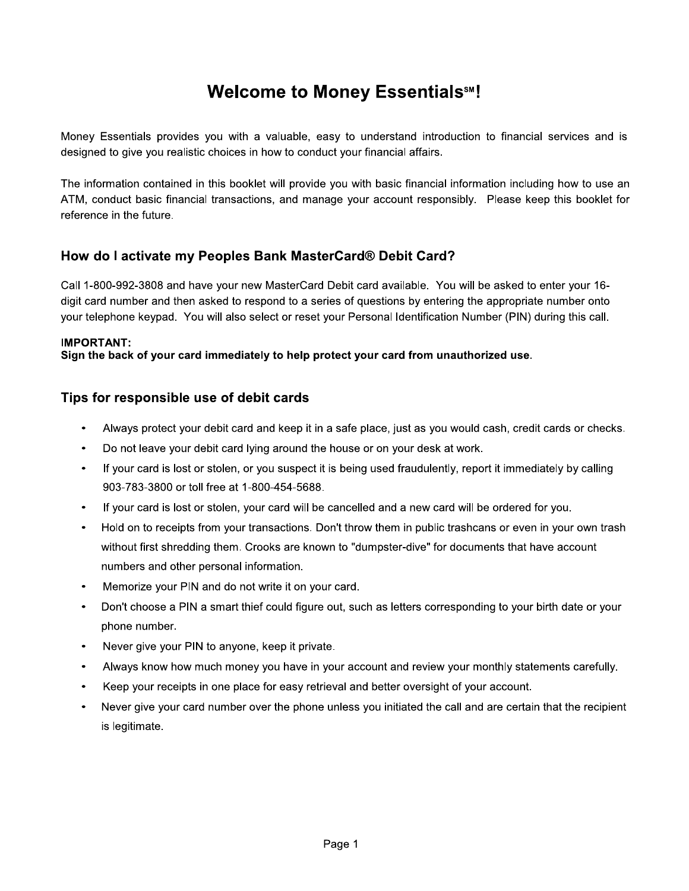# Welcome to Money Essentials℠!

Money Essentials provides you with a valuable, easy to understand introduction to financial services and is designed to give you realistic choices in how to conduct your financial affairs.

The information contained in this booklet will provide you with basic financial information including how to use an ATM, conduct basic financial transactions, and manage your account responsibly. Please keep this booklet for reference in the future.

## How do I activate my Peoples Bank MasterCard® Debit Card?

Call 1-800-992-3808 and have your new MasterCard Debit card available. You will be asked to enter your 16-digit card number and then asked to respond to a series of questions by entering the appropriate number onto your telephone keypad. You will also select or reset your Personal Identification Number (PIN) during this call.

**IMPORTANT:**
**Sign the back of your card immediately to help protect your card from unauthorized use.**

## Tips for responsible use of debit cards

- Always protect your debit card and keep it in a safe place, just as you would cash, credit cards or checks.
- Do not leave your debit card lying around the house or on your desk at work.
- If your card is lost or stolen, or you suspect it is being used fraudulently, report it immediately by calling 903-783-3800 or toll free at 1-800-454-5688.
- If your card is lost or stolen, your card will be cancelled and a new card will be ordered for you.
- Hold on to receipts from your transactions. Don't throw them in public trashcans or even in your own trash without first shredding them. Crooks are known to "dumpster-dive" for documents that have account numbers and other personal information.
- Memorize your PIN and do not write it on your card.
- Don't choose a PIN a smart thief could figure out, such as letters corresponding to your birth date or your phone number.
- Never give your PIN to anyone, keep it private.
- Always know how much money you have in your account and review your monthly statements carefully.
- Keep your receipts in one place for easy retrieval and better oversight of your account.
- Never give your card number over the phone unless you initiated the call and are certain that the recipient is legitimate.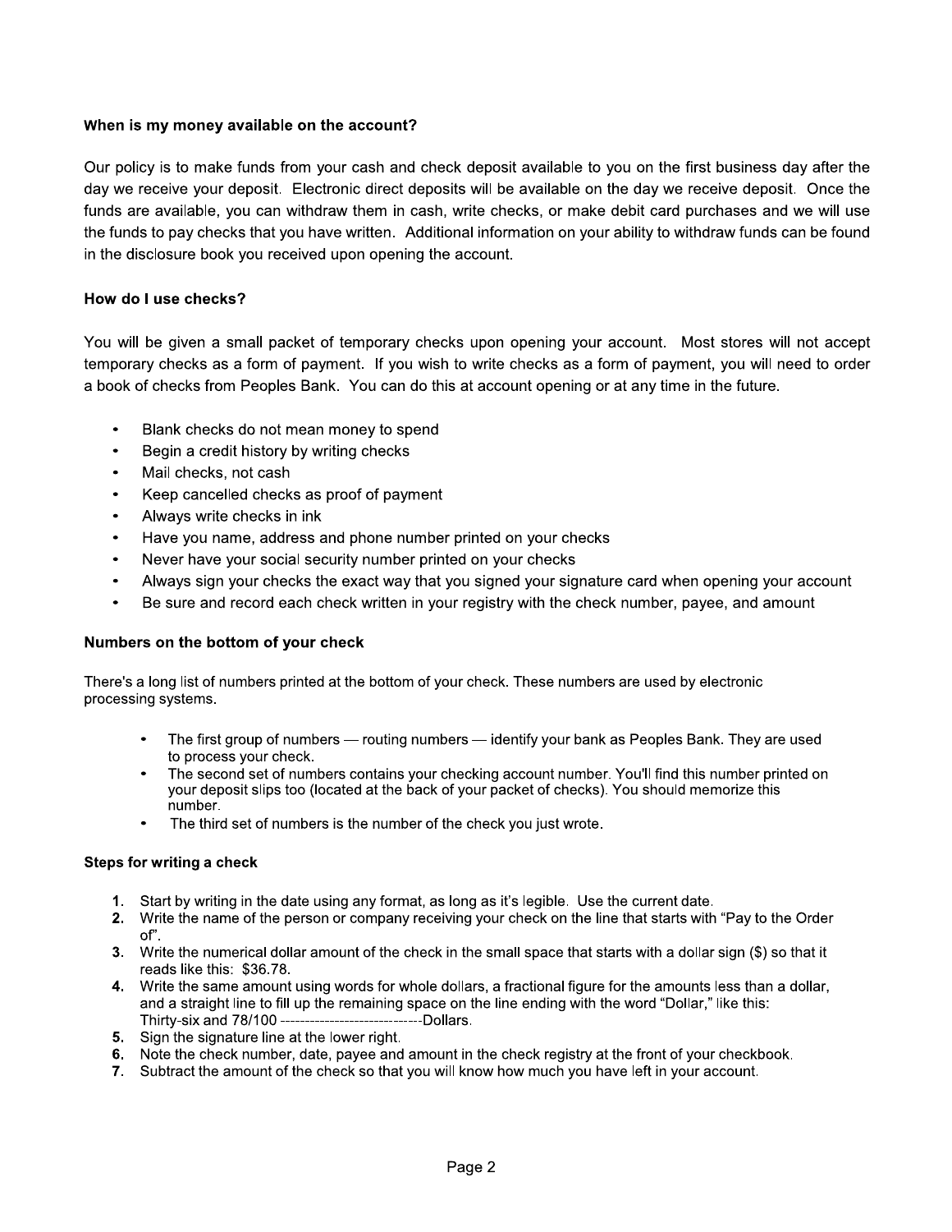### When is my money available on the account?

Our policy is to make funds from your cash and check deposit available to you on the first business day after the day we receive your deposit. Electronic direct deposits will be available on the day we receive deposit. Once the funds are available, you can withdraw them in cash, write checks, or make debit card purchases and we will use the funds to pay checks that you have written. Additional information on your ability to withdraw funds can be found in the disclosure book you received upon opening the account.

### How do I use checks?

You will be given a small packet of temporary checks upon opening your account. Most stores will not accept temporary checks as a form of payment. If you wish to write checks as a form of payment, you will need to order a book of checks from Peoples Bank. You can do this at account opening or at any time in the future.

- Blank checks do not mean money to spend
- Begin a credit history by writing checks
- Mail checks, not cash
- Keep cancelled checks as proof of payment
- Always write checks in ink
- Have you name, address and phone number printed on your checks
- Never have your social security number printed on your checks
- Always sign your checks the exact way that you signed your signature card when opening your account
- Be sure and record each check written in your registry with the check number, payee, and amount

### Numbers on the bottom of your check

There's a long list of numbers printed at the bottom of your check. These numbers are used by electronic processing systems.

- The first group of numbers — routing numbers — identify your bank as Peoples Bank. They are used to process your check.
- The second set of numbers contains your checking account number. You'll find this number printed on your deposit slips too (located at the back of your packet of checks). You should memorize this number.
- The third set of numbers is the number of the check you just wrote.

### Steps for writing a check

1. Start by writing in the date using any format, as long as it's legible. Use the current date.
2. Write the name of the person or company receiving your check on the line that starts with "Pay to the Order of".
3. Write the numerical dollar amount of the check in the small space that starts with a dollar sign ($) so that it reads like this: $36.78.
4. Write the same amount using words for whole dollars, a fractional figure for the amounts less than a dollar, and a straight line to fill up the remaining space on the line ending with the word "Dollar," like this: Thirty-six and 78/100 -----------------------------Dollars.
5. Sign the signature line at the lower right.
6. Note the check number, date, payee and amount in the check registry at the front of your checkbook.
7. Subtract the amount of the check so that you will know how much you have left in your account.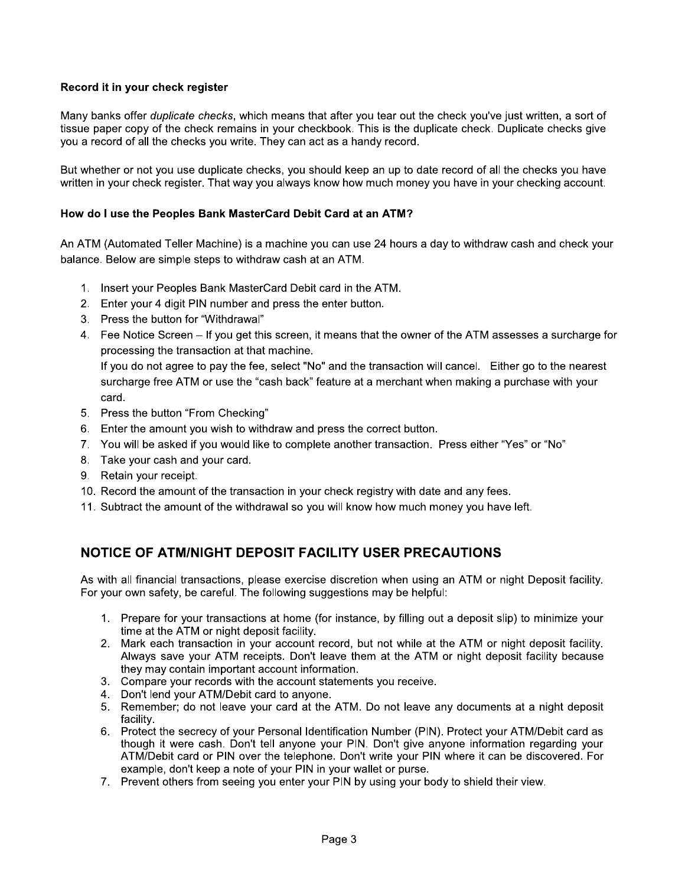**Record it in your check register**

Many banks offer *duplicate checks*, which means that after you tear out the check you've just written, a sort of tissue paper copy of the check remains in your checkbook. This is the duplicate check. Duplicate checks give you a record of all the checks you write. They can act as a handy record.

But whether or not you use duplicate checks, you should keep an up to date record of all the checks you have written in your check register. That way you always know how much money you have in your checking account.

**How do I use the Peoples Bank MasterCard Debit Card at an ATM?**

An ATM (Automated Teller Machine) is a machine you can use 24 hours a day to withdraw cash and check your balance. Below are simple steps to withdraw cash at an ATM.

1. Insert your Peoples Bank MasterCard Debit card in the ATM.
2. Enter your 4 digit PIN number and press the enter button.
3. Press the button for "Withdrawal"
4. Fee Notice Screen – If you get this screen, it means that the owner of the ATM assesses a surcharge for processing the transaction at that machine.
   If you do not agree to pay the fee, select "No" and the transaction will cancel. Either go to the nearest surcharge free ATM or use the "cash back" feature at a merchant when making a purchase with your card.
5. Press the button "From Checking"
6. Enter the amount you wish to withdraw and press the correct button.
7. You will be asked if you would like to complete another transaction. Press either "Yes" or "No"
8. Take your cash and your card.
9. Retain your receipt.
10. Record the amount of the transaction in your check registry with date and any fees.
11. Subtract the amount of the withdrawal so you will know how much money you have left.

## NOTICE OF ATM/NIGHT DEPOSIT FACILITY USER PRECAUTIONS

As with all financial transactions, please exercise discretion when using an ATM or night Deposit facility. For your own safety, be careful. The following suggestions may be helpful:

1. Prepare for your transactions at home (for instance, by filling out a deposit slip) to minimize your time at the ATM or night deposit facility.
2. Mark each transaction in your account record, but not while at the ATM or night deposit facility. Always save your ATM receipts. Don't leave them at the ATM or night deposit facility because they may contain important account information.
3. Compare your records with the account statements you receive.
4. Don't lend your ATM/Debit card to anyone.
5. Remember; do not leave your card at the ATM. Do not leave any documents at a night deposit facility.
6. Protect the secrecy of your Personal Identification Number (PIN). Protect your ATM/Debit card as though it were cash. Don't tell anyone your PIN. Don't give anyone information regarding your ATM/Debit card or PIN over the telephone. Don't write your PIN where it can be discovered. For example, don't keep a note of your PIN in your wallet or purse.
7. Prevent others from seeing you enter your PIN by using your body to shield their view.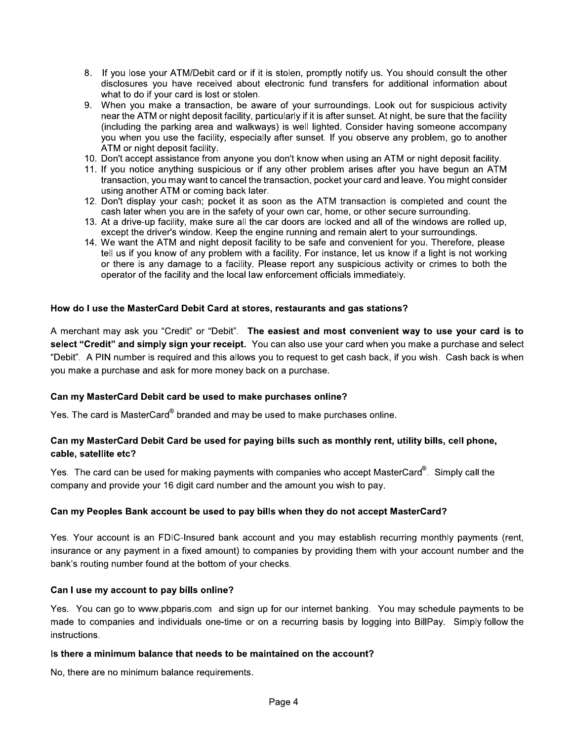8. If you lose your ATM/Debit card or if it is stolen, promptly notify us. You should consult the other disclosures you have received about electronic fund transfers for additional information about what to do if your card is lost or stolen.
9. When you make a transaction, be aware of your surroundings. Look out for suspicious activity near the ATM or night deposit facility, particularly if it is after sunset. At night, be sure that the facility (including the parking area and walkways) is well lighted. Consider having someone accompany you when you use the facility, especially after sunset. If you observe any problem, go to another ATM or night deposit facility.
10. Don't accept assistance from anyone you don't know when using an ATM or night deposit facility.
11. If you notice anything suspicious or if any other problem arises after you have begun an ATM transaction, you may want to cancel the transaction, pocket your card and leave. You might consider using another ATM or coming back later.
12. Don't display your cash; pocket it as soon as the ATM transaction is completed and count the cash later when you are in the safety of your own car, home, or other secure surrounding.
13. At a drive-up facility, make sure all the car doors are locked and all of the windows are rolled up, except the driver's window. Keep the engine running and remain alert to your surroundings.
14. We want the ATM and night deposit facility to be safe and convenient for you. Therefore, please tell us if you know of any problem with a facility. For instance, let us know if a light is not working or there is any damage to a facility. Please report any suspicious activity or crimes to both the operator of the facility and the local law enforcement officials immediately.

**How do I use the MasterCard Debit Card at stores, restaurants and gas stations?**

A merchant may ask you "Credit" or "Debit". **The easiest and most convenient way to use your card is to select "Credit" and simply sign your receipt.** You can also use your card when you make a purchase and select "Debit". A PIN number is required and this allows you to request to get cash back, if you wish. Cash back is when you make a purchase and ask for more money back on a purchase.

**Can my MasterCard Debit card be used to make purchases online?**

Yes. The card is MasterCard® branded and may be used to make purchases online.

**Can my MasterCard Debit Card be used for paying bills such as monthly rent, utility bills, cell phone, cable, satellite etc?**

Yes. The card can be used for making payments with companies who accept MasterCard®. Simply call the company and provide your 16 digit card number and the amount you wish to pay.

**Can my Peoples Bank account be used to pay bills when they do not accept MasterCard?**

Yes. Your account is an FDIC-Insured bank account and you may establish recurring monthly payments (rent, insurance or any payment in a fixed amount) to companies by providing them with your account number and the bank's routing number found at the bottom of your checks.

**Can I use my account to pay bills online?**

Yes. You can go to www.pbparis.com and sign up for our internet banking. You may schedule payments to be made to companies and individuals one-time or on a recurring basis by logging into BillPay. Simply follow the instructions.

**Is there a minimum balance that needs to be maintained on the account?**

No, there are no minimum balance requirements.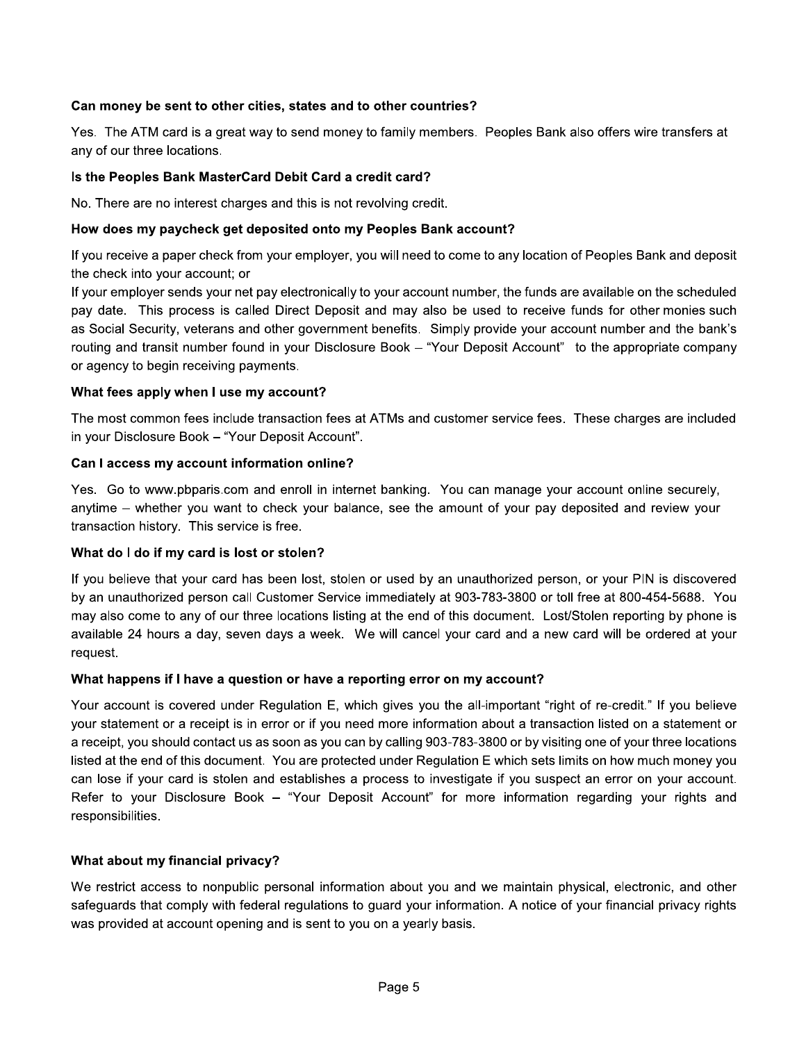**Can money be sent to other cities, states and to other countries?**

Yes. The ATM card is a great way to send money to family members. Peoples Bank also offers wire transfers at any of our three locations.

**Is the Peoples Bank MasterCard Debit Card a credit card?**

No. There are no interest charges and this is not revolving credit.

**How does my paycheck get deposited onto my Peoples Bank account?**

If you receive a paper check from your employer, you will need to come to any location of Peoples Bank and deposit the check into your account; or

If your employer sends your net pay electronically to your account number, the funds are available on the scheduled pay date. This process is called Direct Deposit and may also be used to receive funds for other monies such as Social Security, veterans and other government benefits. Simply provide your account number and the bank's routing and transit number found in your Disclosure Book – "Your Deposit Account" to the appropriate company or agency to begin receiving payments.

**What fees apply when I use my account?**

The most common fees include transaction fees at ATMs and customer service fees. These charges are included in your Disclosure Book – "Your Deposit Account".

**Can I access my account information online?**

Yes. Go to www.pbparis.com and enroll in internet banking. You can manage your account online securely, anytime – whether you want to check your balance, see the amount of your pay deposited and review your transaction history. This service is free.

**What do I do if my card is lost or stolen?**

If you believe that your card has been lost, stolen or used by an unauthorized person, or your PIN is discovered by an unauthorized person call Customer Service immediately at 903-783-3800 or toll free at 800-454-5688. You may also come to any of our three locations listing at the end of this document. Lost/Stolen reporting by phone is available 24 hours a day, seven days a week. We will cancel your card and a new card will be ordered at your request.

**What happens if I have a question or have a reporting error on my account?**

Your account is covered under Regulation E, which gives you the all-important "right of re-credit." If you believe your statement or a receipt is in error or if you need more information about a transaction listed on a statement or a receipt, you should contact us as soon as you can by calling 903-783-3800 or by visiting one of your three locations listed at the end of this document. You are protected under Regulation E which sets limits on how much money you can lose if your card is stolen and establishes a process to investigate if you suspect an error on your account. Refer to your Disclosure Book – "Your Deposit Account" for more information regarding your rights and responsibilities.

**What about my financial privacy?**

We restrict access to nonpublic personal information about you and we maintain physical, electronic, and other safeguards that comply with federal regulations to guard your information. A notice of your financial privacy rights was provided at account opening and is sent to you on a yearly basis.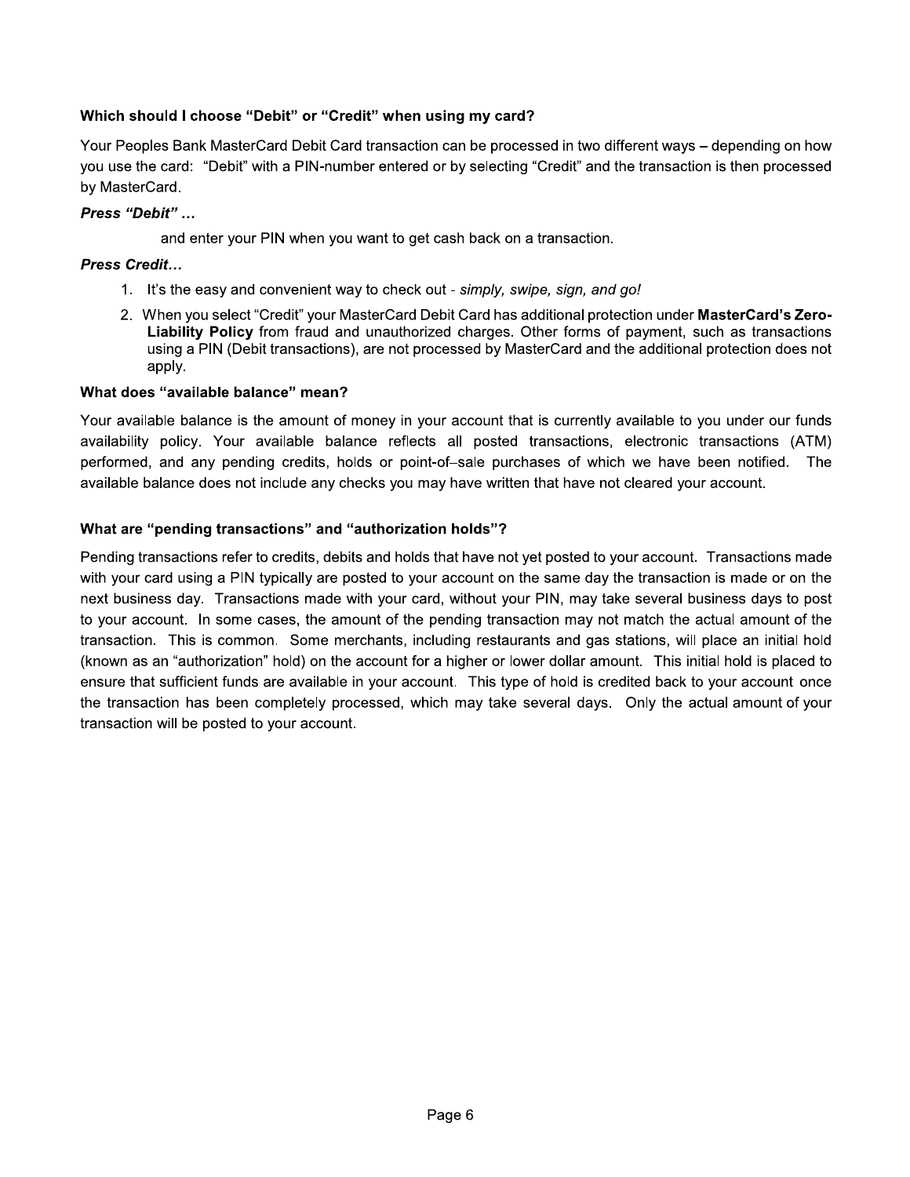### Which should I choose "Debit" or "Credit" when using my card?

Your Peoples Bank MasterCard Debit Card transaction can be processed in two different ways – depending on how you use the card: "Debit" with a PIN-number entered or by selecting "Credit" and the transaction is then processed by MasterCard.

***Press "Debit" …***

and enter your PIN when you want to get cash back on a transaction.

***Press Credit…***

1. It's the easy and convenient way to check out - *simply, swipe, sign, and go!*
2. When you select "Credit" your MasterCard Debit Card has additional protection under **MasterCard's Zero-Liability Policy** from fraud and unauthorized charges. Other forms of payment, such as transactions using a PIN (Debit transactions), are not processed by MasterCard and the additional protection does not apply.

### What does "available balance" mean?

Your available balance is the amount of money in your account that is currently available to you under our funds availability policy. Your available balance reflects all posted transactions, electronic transactions (ATM) performed, and any pending credits, holds or point-of-sale purchases of which we have been notified. The available balance does not include any checks you may have written that have not cleared your account.

### What are "pending transactions" and "authorization holds"?

Pending transactions refer to credits, debits and holds that have not yet posted to your account. Transactions made with your card using a PIN typically are posted to your account on the same day the transaction is made or on the next business day. Transactions made with your card, without your PIN, may take several business days to post to your account. In some cases, the amount of the pending transaction may not match the actual amount of the transaction. This is common. Some merchants, including restaurants and gas stations, will place an initial hold (known as an "authorization" hold) on the account for a higher or lower dollar amount. This initial hold is placed to ensure that sufficient funds are available in your account. This type of hold is credited back to your account once the transaction has been completely processed, which may take several days. Only the actual amount of your transaction will be posted to your account.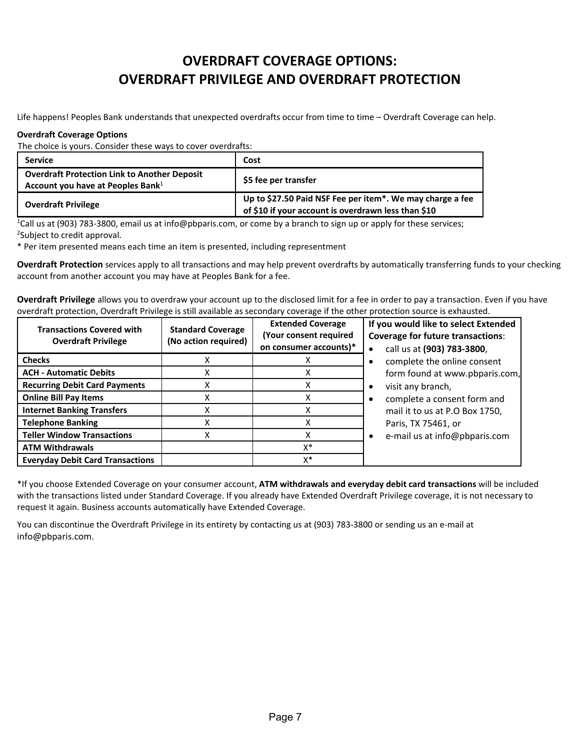# OVERDRAFT COVERAGE OPTIONS: OVERDRAFT PRIVILEGE AND OVERDRAFT PROTECTION

Life happens! Peoples Bank understands that unexpected overdrafts occur from time to time – Overdraft Coverage can help.

**Overdraft Coverage Options**

The choice is yours. Consider these ways to cover overdrafts:

| Service | Cost |
|---|---|
| **Overdraft Protection Link to Another Deposit Account you have at Peoples Bank**[1] | **$5 fee per transfer** |
| **Overdraft Privilege** | **Up to $27.50 Paid NSF Fee per item*. We may charge a fee of $10 if your account is overdrawn less than $10** |

[1]Call us at (903) 783-3800, email us at info@pbparis.com, or come by a branch to sign up or apply for these services;

[2]Subject to credit approval.

* Per item presented means each time an item is presented, including representment

**Overdraft Protection** services apply to all transactions and may help prevent overdrafts by automatically transferring funds to your checking account from another account you may have at Peoples Bank for a fee.

**Overdraft Privilege** allows you to overdraw your account up to the disclosed limit for a fee in order to pay a transaction. Even if you have overdraft protection, Overdraft Privilege is still available as secondary coverage if the other protection source is exhausted.

| Transactions Covered with Overdraft Privilege | Standard Coverage (No action required) | Extended Coverage (Your consent required on consumer accounts)* |
|---|---|---|
| **Checks** | X | X |
| **ACH - Automatic Debits** | X | X |
| **Recurring Debit Card Payments** | X | X |
| **Online Bill Pay Items** | X | X |
| **Internet Banking Transfers** | X | X |
| **Telephone Banking** | X | X |
| **Teller Window Transactions** | X | X |
| **ATM Withdrawals** | | X* |
| **Everyday Debit Card Transactions** | | X* |

**If you would like to select Extended Coverage for future transactions**:

- call us at **(903) 783-3800**,
- complete the online consent form found at www.pbparis.com,
- visit any branch,
- complete a consent form and mail it to us at P.O Box 1750, Paris, TX 75461, or
- e-mail us at info@pbparis.com

*If you choose Extended Coverage on your consumer account, **ATM withdrawals and everyday debit card transactions** will be included with the transactions listed under Standard Coverage. If you already have Extended Overdraft Privilege coverage, it is not necessary to request it again. Business accounts automatically have Extended Coverage.

You can discontinue the Overdraft Privilege in its entirety by contacting us at (903) 783-3800 or sending us an e-mail at info@pbparis.com.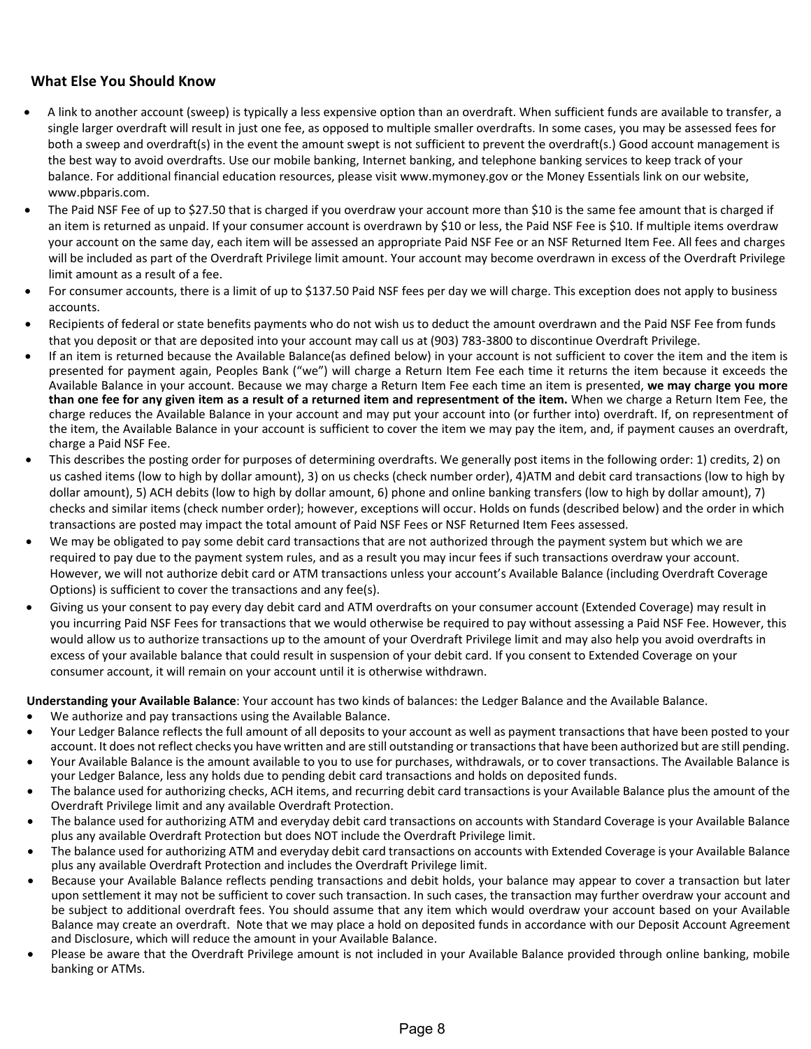## What Else You Should Know

- A link to another account (sweep) is typically a less expensive option than an overdraft. When sufficient funds are available to transfer, a single larger overdraft will result in just one fee, as opposed to multiple smaller overdrafts. In some cases, you may be assessed fees for both a sweep and overdraft(s) in the event the amount swept is not sufficient to prevent the overdraft(s.) Good account management is the best way to avoid overdrafts. Use our mobile banking, Internet banking, and telephone banking services to keep track of your balance. For additional financial education resources, please visit www.mymoney.gov or the Money Essentials link on our website, www.pbparis.com.
- The Paid NSF Fee of up to $27.50 that is charged if you overdraw your account more than $10 is the same fee amount that is charged if an item is returned as unpaid. If your consumer account is overdrawn by $10 or less, the Paid NSF Fee is $10. If multiple items overdraw your account on the same day, each item will be assessed an appropriate Paid NSF Fee or an NSF Returned Item Fee. All fees and charges will be included as part of the Overdraft Privilege limit amount. Your account may become overdrawn in excess of the Overdraft Privilege limit amount as a result of a fee.
- For consumer accounts, there is a limit of up to $137.50 Paid NSF fees per day we will charge. This exception does not apply to business accounts.
- Recipients of federal or state benefits payments who do not wish us to deduct the amount overdrawn and the Paid NSF Fee from funds that you deposit or that are deposited into your account may call us at (903) 783-3800 to discontinue Overdraft Privilege.
- If an item is returned because the Available Balance(as defined below) in your account is not sufficient to cover the item and the item is presented for payment again, Peoples Bank ("we") will charge a Return Item Fee each time it returns the item because it exceeds the Available Balance in your account. Because we may charge a Return Item Fee each time an item is presented, **we may charge you more than one fee for any given item as a result of a returned item and representment of the item.** When we charge a Return Item Fee, the charge reduces the Available Balance in your account and may put your account into (or further into) overdraft. If, on representment of the item, the Available Balance in your account is sufficient to cover the item we may pay the item, and, if payment causes an overdraft, charge a Paid NSF Fee.
- This describes the posting order for purposes of determining overdrafts. We generally post items in the following order: 1) credits, 2) on us cashed items (low to high by dollar amount), 3) on us checks (check number order), 4)ATM and debit card transactions (low to high by dollar amount), 5) ACH debits (low to high by dollar amount, 6) phone and online banking transfers (low to high by dollar amount), 7) checks and similar items (check number order); however, exceptions will occur. Holds on funds (described below) and the order in which transactions are posted may impact the total amount of Paid NSF Fees or NSF Returned Item Fees assessed.
- We may be obligated to pay some debit card transactions that are not authorized through the payment system but which we are required to pay due to the payment system rules, and as a result you may incur fees if such transactions overdraw your account. However, we will not authorize debit card or ATM transactions unless your account's Available Balance (including Overdraft Coverage Options) is sufficient to cover the transactions and any fee(s).
- Giving us your consent to pay every day debit card and ATM overdrafts on your consumer account (Extended Coverage) may result in you incurring Paid NSF Fees for transactions that we would otherwise be required to pay without assessing a Paid NSF Fee. However, this would allow us to authorize transactions up to the amount of your Overdraft Privilege limit and may also help you avoid overdrafts in excess of your available balance that could result in suspension of your debit card. If you consent to Extended Coverage on your consumer account, it will remain on your account until it is otherwise withdrawn.

**Understanding your Available Balance**: Your account has two kinds of balances: the Ledger Balance and the Available Balance.

- We authorize and pay transactions using the Available Balance.
- Your Ledger Balance reflects the full amount of all deposits to your account as well as payment transactions that have been posted to your account. It does not reflect checks you have written and are still outstanding or transactions that have been authorized but are still pending.
- Your Available Balance is the amount available to you to use for purchases, withdrawals, or to cover transactions. The Available Balance is your Ledger Balance, less any holds due to pending debit card transactions and holds on deposited funds.
- The balance used for authorizing checks, ACH items, and recurring debit card transactions is your Available Balance plus the amount of the Overdraft Privilege limit and any available Overdraft Protection.
- The balance used for authorizing ATM and everyday debit card transactions on accounts with Standard Coverage is your Available Balance plus any available Overdraft Protection but does NOT include the Overdraft Privilege limit.
- The balance used for authorizing ATM and everyday debit card transactions on accounts with Extended Coverage is your Available Balance plus any available Overdraft Protection and includes the Overdraft Privilege limit.
- Because your Available Balance reflects pending transactions and debit holds, your balance may appear to cover a transaction but later upon settlement it may not be sufficient to cover such transaction. In such cases, the transaction may further overdraw your account and be subject to additional overdraft fees. You should assume that any item which would overdraw your account based on your Available Balance may create an overdraft. Note that we may place a hold on deposited funds in accordance with our Deposit Account Agreement and Disclosure, which will reduce the amount in your Available Balance.
- Please be aware that the Overdraft Privilege amount is not included in your Available Balance provided through online banking, mobile banking or ATMs.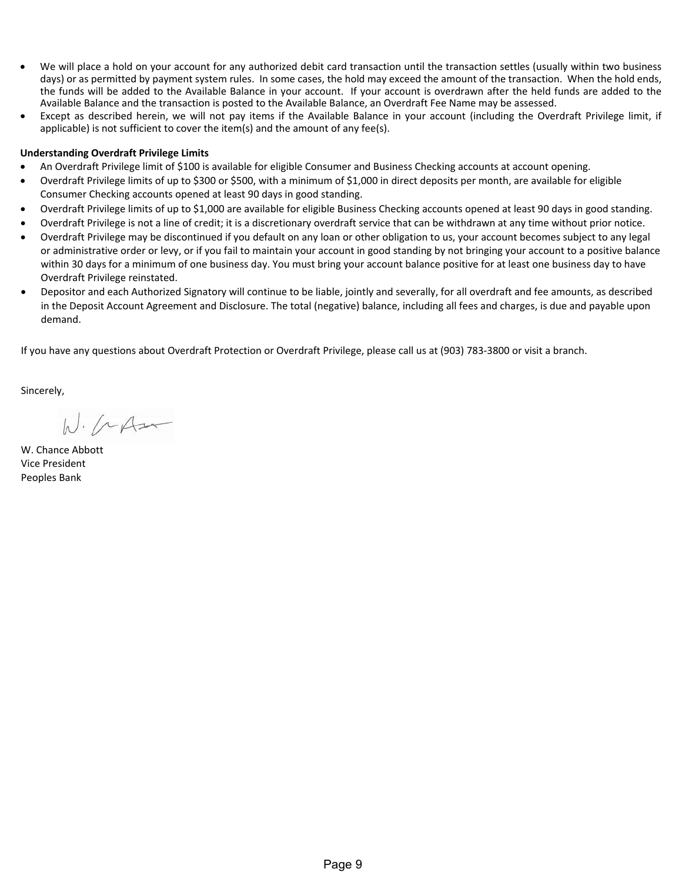- We will place a hold on your account for any authorized debit card transaction until the transaction settles (usually within two business days) or as permitted by payment system rules. In some cases, the hold may exceed the amount of the transaction. When the hold ends, the funds will be added to the Available Balance in your account. If your account is overdrawn after the held funds are added to the Available Balance and the transaction is posted to the Available Balance, an Overdraft Fee Name may be assessed.
- Except as described herein, we will not pay items if the Available Balance in your account (including the Overdraft Privilege limit, if applicable) is not sufficient to cover the item(s) and the amount of any fee(s).

**Understanding Overdraft Privilege Limits**

- An Overdraft Privilege limit of $100 is available for eligible Consumer and Business Checking accounts at account opening.
- Overdraft Privilege limits of up to $300 or $500, with a minimum of $1,000 in direct deposits per month, are available for eligible Consumer Checking accounts opened at least 90 days in good standing.
- Overdraft Privilege limits of up to $1,000 are available for eligible Business Checking accounts opened at least 90 days in good standing.
- Overdraft Privilege is not a line of credit; it is a discretionary overdraft service that can be withdrawn at any time without prior notice.
- Overdraft Privilege may be discontinued if you default on any loan or other obligation to us, your account becomes subject to any legal or administrative order or levy, or if you fail to maintain your account in good standing by not bringing your account to a positive balance within 30 days for a minimum of one business day. You must bring your account balance positive for at least one business day to have Overdraft Privilege reinstated.
- Depositor and each Authorized Signatory will continue to be liable, jointly and severally, for all overdraft and fee amounts, as described in the Deposit Account Agreement and Disclosure. The total (negative) balance, including all fees and charges, is due and payable upon demand.

If you have any questions about Overdraft Protection or Overdraft Privilege, please call us at (903) 783-3800 or visit a branch.

Sincerely,

W. Chance Abbott
Vice President
Peoples Bank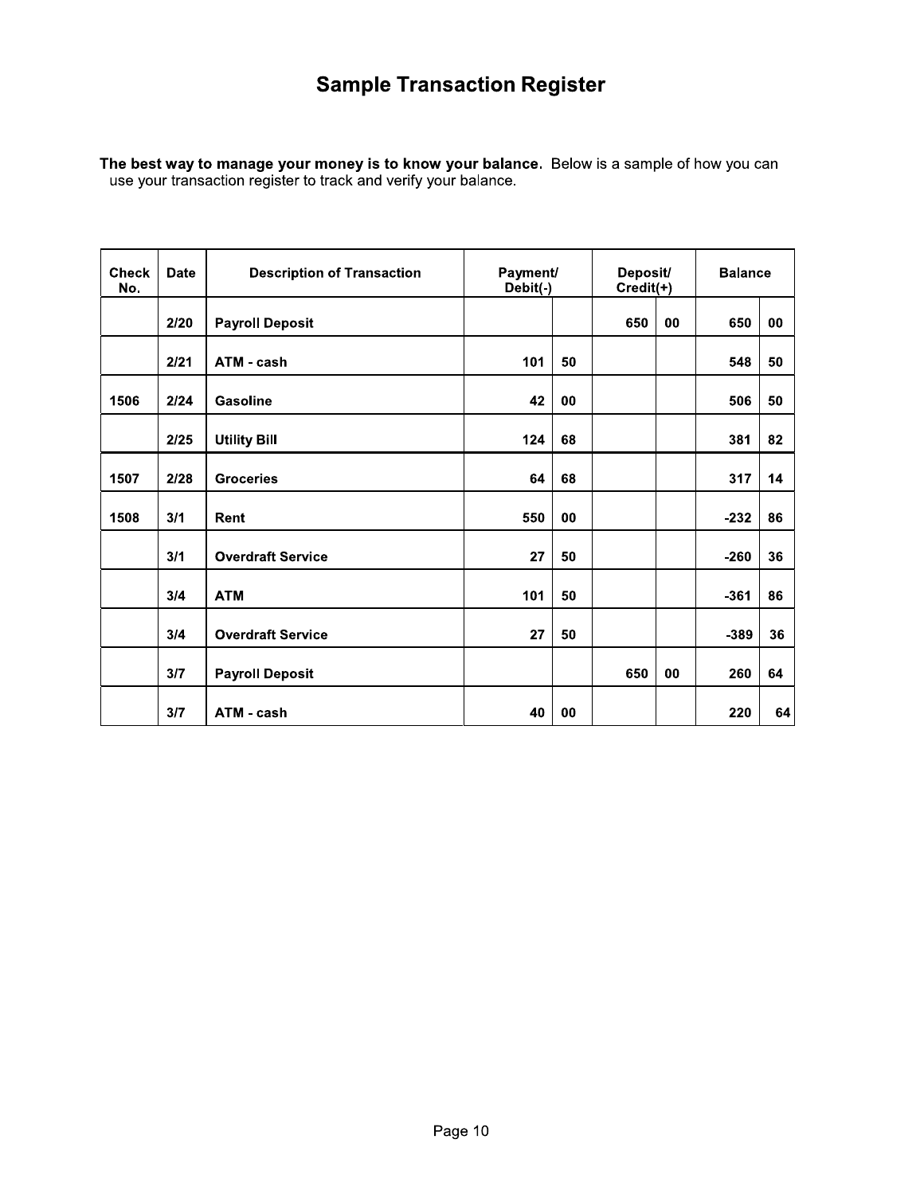# Sample Transaction Register

**The best way to manage your money is to know your balance.** Below is a sample of how you can use your transaction register to track and verify your balance.

| Check No. | Date | Description of Transaction | Payment/ Debit(-) | | Deposit/ Credit(+) | | Balance | |
|---|---|---|---|---|---|---|---|---|
| | 2/20 | Payroll Deposit | | | 650 | 00 | 650 | 00 |
| | 2/21 | ATM - cash | 101 | 50 | | | 548 | 50 |
| 1506 | 2/24 | Gasoline | 42 | 00 | | | 506 | 50 |
| | 2/25 | Utility Bill | 124 | 68 | | | 381 | 82 |
| 1507 | 2/28 | Groceries | 64 | 68 | | | 317 | 14 |
| 1508 | 3/1 | Rent | 550 | 00 | | | -232 | 86 |
| | 3/1 | Overdraft Service | 27 | 50 | | | -260 | 36 |
| | 3/4 | ATM | 101 | 50 | | | -361 | 86 |
| | 3/4 | Overdraft Service | 27 | 50 | | | -389 | 36 |
| | 3/7 | Payroll Deposit | | | 650 | 00 | 260 | 64 |
| | 3/7 | ATM - cash | 40 | 00 | | | 220 | 64 |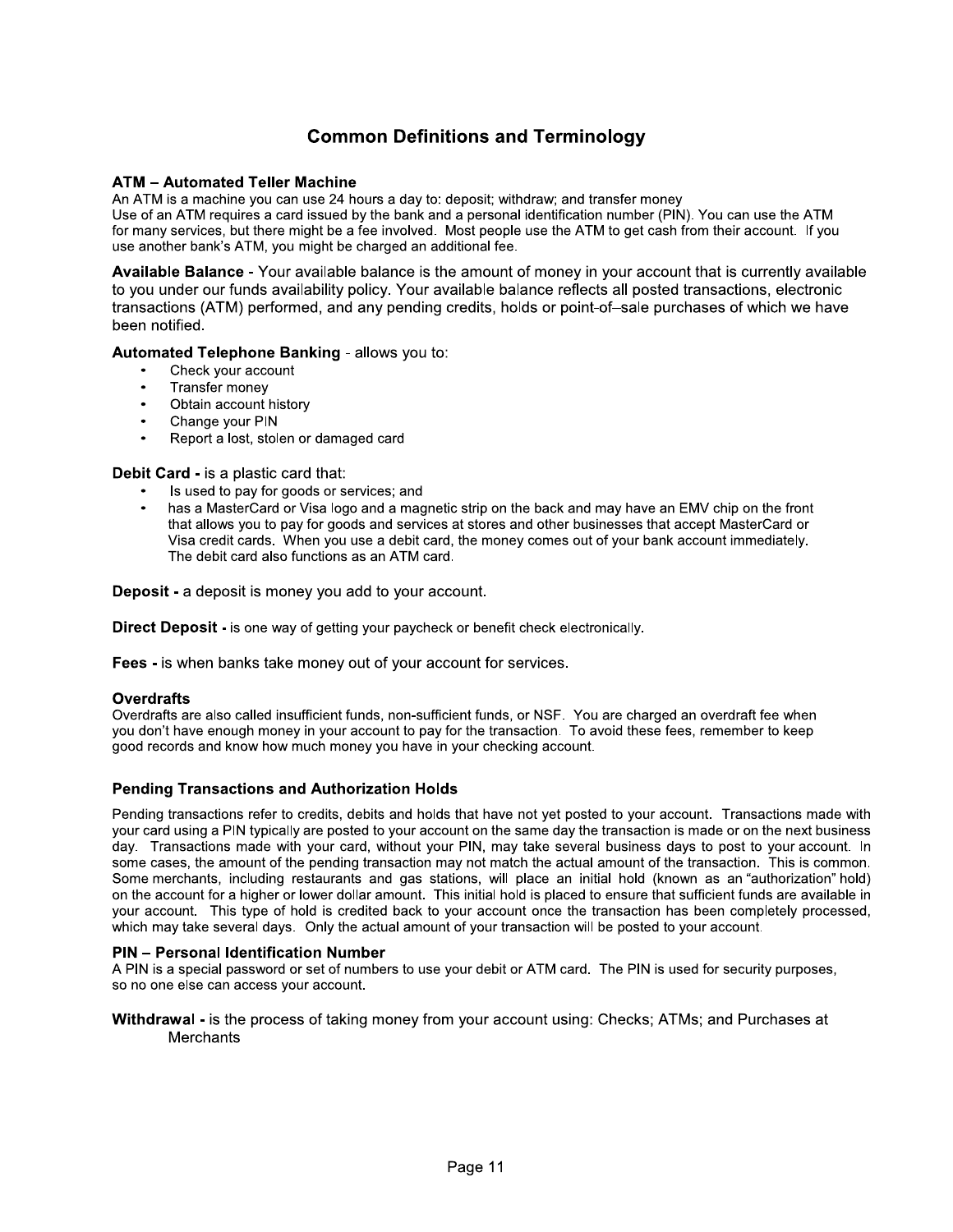# Common Definitions and Terminology

**ATM – Automated Teller Machine**
An ATM is a machine you can use 24 hours a day to: deposit; withdraw; and transfer money
Use of an ATM requires a card issued by the bank and a personal identification number (PIN). You can use the ATM for many services, but there might be a fee involved. Most people use the ATM to get cash from their account. If you use another bank's ATM, you might be charged an additional fee.

**Available Balance** - Your available balance is the amount of money in your account that is currently available to you under our funds availability policy. Your available balance reflects all posted transactions, electronic transactions (ATM) performed, and any pending credits, holds or point-of–sale purchases of which we have been notified.

**Automated Telephone Banking** - allows you to:

- Check your account
- Transfer money
- Obtain account history
- Change your PIN
- Report a lost, stolen or damaged card

**Debit Card -** is a plastic card that:

- Is used to pay for goods or services; and
- has a MasterCard or Visa logo and a magnetic strip on the back and may have an EMV chip on the front that allows you to pay for goods and services at stores and other businesses that accept MasterCard or Visa credit cards. When you use a debit card, the money comes out of your bank account immediately. The debit card also functions as an ATM card.

**Deposit -** a deposit is money you add to your account.

**Direct Deposit -** is one way of getting your paycheck or benefit check electronically.

**Fees -** is when banks take money out of your account for services.

**Overdrafts**
Overdrafts are also called insufficient funds, non-sufficient funds, or NSF. You are charged an overdraft fee when you don't have enough money in your account to pay for the transaction. To avoid these fees, remember to keep good records and know how much money you have in your checking account.

**Pending Transactions and Authorization Holds**

Pending transactions refer to credits, debits and holds that have not yet posted to your account. Transactions made with your card using a PIN typically are posted to your account on the same day the transaction is made or on the next business day. Transactions made with your card, without your PIN, may take several business days to post to your account. In some cases, the amount of the pending transaction may not match the actual amount of the transaction. This is common. Some merchants, including restaurants and gas stations, will place an initial hold (known as an "authorization" hold) on the account for a higher or lower dollar amount. This initial hold is placed to ensure that sufficient funds are available in your account. This type of hold is credited back to your account once the transaction has been completely processed, which may take several days. Only the actual amount of your transaction will be posted to your account.

**PIN – Personal Identification Number**
A PIN is a special password or set of numbers to use your debit or ATM card. The PIN is used for security purposes, so no one else can access your account.

**Withdrawal -** is the process of taking money from your account using: Checks; ATMs; and Purchases at Merchants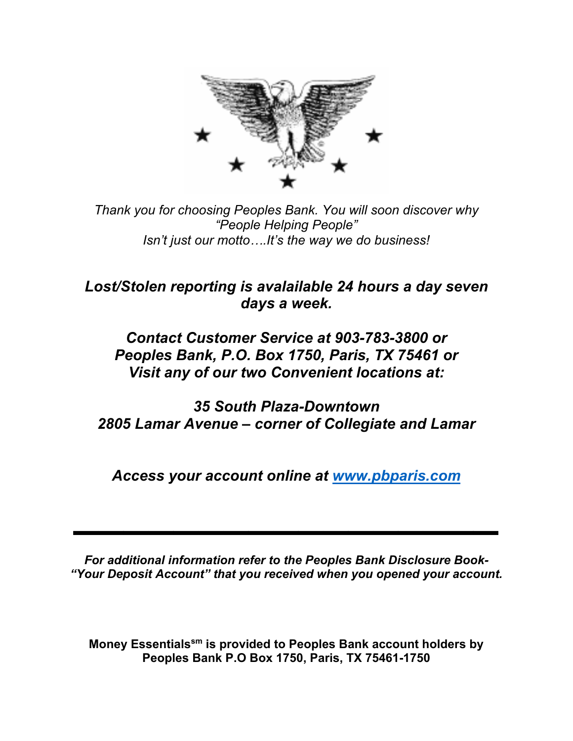*Thank you for choosing Peoples Bank. You will soon discover why*
*"People Helping People"*
*Isn't just our motto….It's the way we do business!*

***Lost/Stolen reporting is avalailable 24 hours a day seven days a week.***

***Contact Customer Service at 903-783-3800 or***
***Peoples Bank, P.O. Box 1750, Paris, TX 75461 or***
***Visit any of our two Convenient locations at:***

***35 South Plaza-Downtown***
***2805 Lamar Avenue – corner of Collegiate and Lamar***

***Access your account online at [www.pbparis.com](http://www.pbparis.com)***

---

***For additional information refer to the Peoples Bank Disclosure Book- "Your Deposit Account" that you received when you opened your account.***

**Money Essentials**[sm] **is provided to Peoples Bank account holders by Peoples Bank P.O Box 1750, Paris, TX 75461-1750**